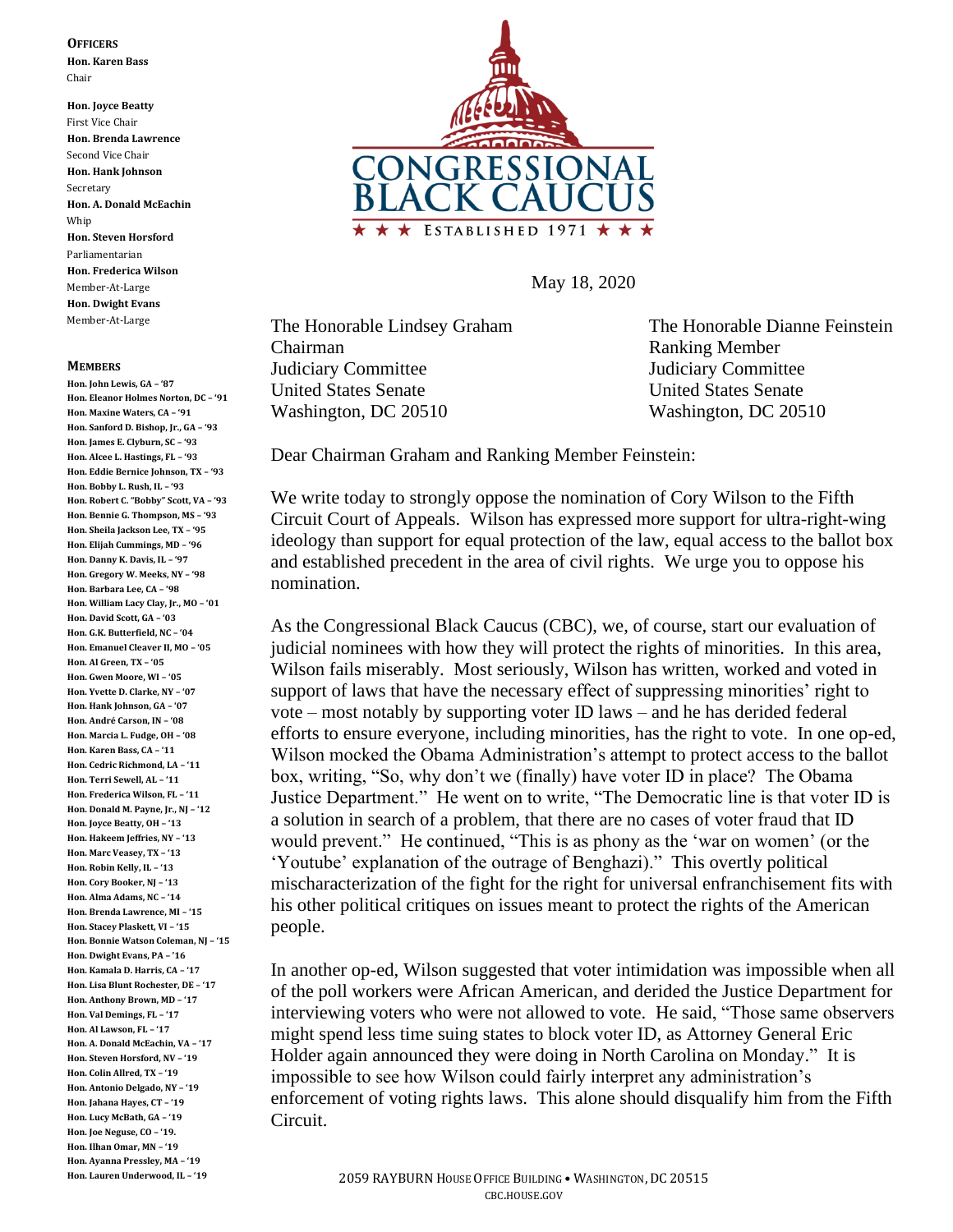**OFFICERS**

**Hon. Karen Bass**
Chair

**Hon. Joyce Beatty**
First Vice Chair

**Hon. Brenda Lawrence**
Second Vice Chair

**Hon. Hank Johnson**
Secretary

**Hon. A. Donald McEachin**
Whip

**Hon. Steven Horsford**
Parliamentarian

**Hon. Frederica Wilson**
Member-At-Large

**Hon. Dwight Evans**
Member-At-Large

**MEMBERS**

**Hon. John Lewis, GA – '87**
**Hon. Eleanor Holmes Norton, DC – '91**
**Hon. Maxine Waters, CA – '91**
**Hon. Sanford D. Bishop, Jr., GA – '93**
**Hon. James E. Clyburn, SC – '93**
**Hon. Alcee L. Hastings, FL – '93**
**Hon. Eddie Bernice Johnson, TX – '93**
**Hon. Bobby L. Rush, IL – '93**
**Hon. Robert C. "Bobby" Scott, VA – '93**
**Hon. Bennie G. Thompson, MS – '93**
**Hon. Sheila Jackson Lee, TX – '95**
**Hon. Elijah Cummings, MD – '96**
**Hon. Danny K. Davis, IL – '97**
**Hon. Gregory W. Meeks, NY – '98**
**Hon. Barbara Lee, CA – '98**
**Hon. William Lacy Clay, Jr., MO – '01**
**Hon. David Scott, GA – '03**
**Hon. G.K. Butterfield, NC – '04**
**Hon. Emanuel Cleaver II, MO – '05**
**Hon. Al Green, TX – '05**
**Hon. Gwen Moore, WI – '05**
**Hon. Yvette D. Clarke, NY – '07**
**Hon. Hank Johnson, GA – '07**
**Hon. André Carson, IN – '08**
**Hon. Marcia L. Fudge, OH – '08**
**Hon. Karen Bass, CA – '11**
**Hon. Cedric Richmond, LA – '11**
**Hon. Terri Sewell, AL – '11**
**Hon. Frederica Wilson, FL – '11**
**Hon. Donald M. Payne, Jr., NJ – '12**
**Hon. Joyce Beatty, OH – '13**
**Hon. Hakeem Jeffries, NY – '13**
**Hon. Marc Veasey, TX – '13**
**Hon. Robin Kelly, IL – '13**
**Hon. Cory Booker, NJ – '13**
**Hon. Alma Adams, NC – '14**
**Hon. Brenda Lawrence, MI – '15**
**Hon. Stacey Plaskett, VI – '15**
**Hon. Bonnie Watson Coleman, NJ – '15**
**Hon. Dwight Evans, PA – '16**
**Hon. Kamala D. Harris, CA – '17**
**Hon. Lisa Blunt Rochester, DE – '17**
**Hon. Anthony Brown, MD – '17**
**Hon. Val Demings, FL – '17**
**Hon. Al Lawson, FL – '17**
**Hon. A. Donald McEachin, VA – '17**
**Hon. Steven Horsford, NV – '19**
**Hon. Colin Allred, TX – '19**
**Hon. Antonio Delgado, NY – '19**
**Hon. Jahana Hayes, CT – '19**
**Hon. Lucy McBath, GA – '19**
**Hon. Joe Neguse, CO – '19.**
**Hon. Ilhan Omar, MN – '19**
**Hon. Ayanna Pressley, MA – '19**
**Hon. Lauren Underwood, IL – '19**

CONGRESSIONAL BLACK CAUCUS
★ ★ ★ ESTABLISHED 1971 ★ ★ ★

May 18, 2020

The Honorable Lindsey Graham
Chairman
Judiciary Committee
United States Senate
Washington, DC 20510

The Honorable Dianne Feinstein
Ranking Member
Judiciary Committee
United States Senate
Washington, DC 20510

Dear Chairman Graham and Ranking Member Feinstein:

We write today to strongly oppose the nomination of Cory Wilson to the Fifth Circuit Court of Appeals. Wilson has expressed more support for ultra-right-wing ideology than support for equal protection of the law, equal access to the ballot box and established precedent in the area of civil rights. We urge you to oppose his nomination.

As the Congressional Black Caucus (CBC), we, of course, start our evaluation of judicial nominees with how they will protect the rights of minorities. In this area, Wilson fails miserably. Most seriously, Wilson has written, worked and voted in support of laws that have the necessary effect of suppressing minorities' right to vote – most notably by supporting voter ID laws – and he has derided federal efforts to ensure everyone, including minorities, has the right to vote. In one op-ed, Wilson mocked the Obama Administration's attempt to protect access to the ballot box, writing, "So, why don't we (finally) have voter ID in place? The Obama Justice Department." He went on to write, "The Democratic line is that voter ID is a solution in search of a problem, that there are no cases of voter fraud that ID would prevent." He continued, "This is as phony as the 'war on women' (or the 'Youtube' explanation of the outrage of Benghazi)." This overtly political mischaracterization of the fight for the right for universal enfranchisement fits with his other political critiques on issues meant to protect the rights of the American people.

In another op-ed, Wilson suggested that voter intimidation was impossible when all of the poll workers were African American, and derided the Justice Department for interviewing voters who were not allowed to vote. He said, "Those same observers might spend less time suing states to block voter ID, as Attorney General Eric Holder again announced they were doing in North Carolina on Monday." It is impossible to see how Wilson could fairly interpret any administration's enforcement of voting rights laws. This alone should disqualify him from the Fifth Circuit.

2059 RAYBURN HOUSE OFFICE BUILDING • WASHINGTON, DC 20515
CBC.HOUSE.GOV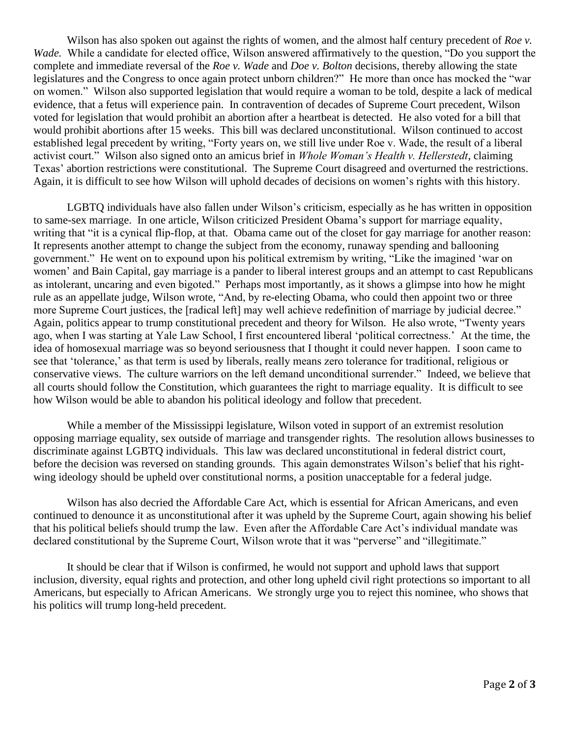Wilson has also spoken out against the rights of women, and the almost half century precedent of *Roe v. Wade.* While a candidate for elected office, Wilson answered affirmatively to the question, "Do you support the complete and immediate reversal of the *Roe v. Wade* and *Doe v. Bolton* decisions, thereby allowing the state legislatures and the Congress to once again protect unborn children?" He more than once has mocked the "war on women." Wilson also supported legislation that would require a woman to be told, despite a lack of medical evidence, that a fetus will experience pain. In contravention of decades of Supreme Court precedent, Wilson voted for legislation that would prohibit an abortion after a heartbeat is detected. He also voted for a bill that would prohibit abortions after 15 weeks. This bill was declared unconstitutional. Wilson continued to accost established legal precedent by writing, "Forty years on, we still live under Roe v. Wade, the result of a liberal activist court." Wilson also signed onto an amicus brief in *Whole Woman's Health v. Hellerstedt*, claiming Texas' abortion restrictions were constitutional. The Supreme Court disagreed and overturned the restrictions. Again, it is difficult to see how Wilson will uphold decades of decisions on women's rights with this history.

LGBTQ individuals have also fallen under Wilson's criticism, especially as he has written in opposition to same-sex marriage. In one article, Wilson criticized President Obama's support for marriage equality, writing that "it is a cynical flip-flop, at that. Obama came out of the closet for gay marriage for another reason: It represents another attempt to change the subject from the economy, runaway spending and ballooning government." He went on to expound upon his political extremism by writing, "Like the imagined 'war on women' and Bain Capital, gay marriage is a pander to liberal interest groups and an attempt to cast Republicans as intolerant, uncaring and even bigoted." Perhaps most importantly, as it shows a glimpse into how he might rule as an appellate judge, Wilson wrote, "And, by re-electing Obama, who could then appoint two or three more Supreme Court justices, the [radical left] may well achieve redefinition of marriage by judicial decree." Again, politics appear to trump constitutional precedent and theory for Wilson. He also wrote, "Twenty years ago, when I was starting at Yale Law School, I first encountered liberal 'political correctness.' At the time, the idea of homosexual marriage was so beyond seriousness that I thought it could never happen. I soon came to see that 'tolerance,' as that term is used by liberals, really means zero tolerance for traditional, religious or conservative views. The culture warriors on the left demand unconditional surrender." Indeed, we believe that all courts should follow the Constitution, which guarantees the right to marriage equality. It is difficult to see how Wilson would be able to abandon his political ideology and follow that precedent.

While a member of the Mississippi legislature, Wilson voted in support of an extremist resolution opposing marriage equality, sex outside of marriage and transgender rights. The resolution allows businesses to discriminate against LGBTQ individuals. This law was declared unconstitutional in federal district court, before the decision was reversed on standing grounds. This again demonstrates Wilson's belief that his right-wing ideology should be upheld over constitutional norms, a position unacceptable for a federal judge.

Wilson has also decried the Affordable Care Act, which is essential for African Americans, and even continued to denounce it as unconstitutional after it was upheld by the Supreme Court, again showing his belief that his political beliefs should trump the law. Even after the Affordable Care Act's individual mandate was declared constitutional by the Supreme Court, Wilson wrote that it was "perverse" and "illegitimate."

It should be clear that if Wilson is confirmed, he would not support and uphold laws that support inclusion, diversity, equal rights and protection, and other long upheld civil right protections so important to all Americans, but especially to African Americans. We strongly urge you to reject this nominee, who shows that his politics will trump long-held precedent.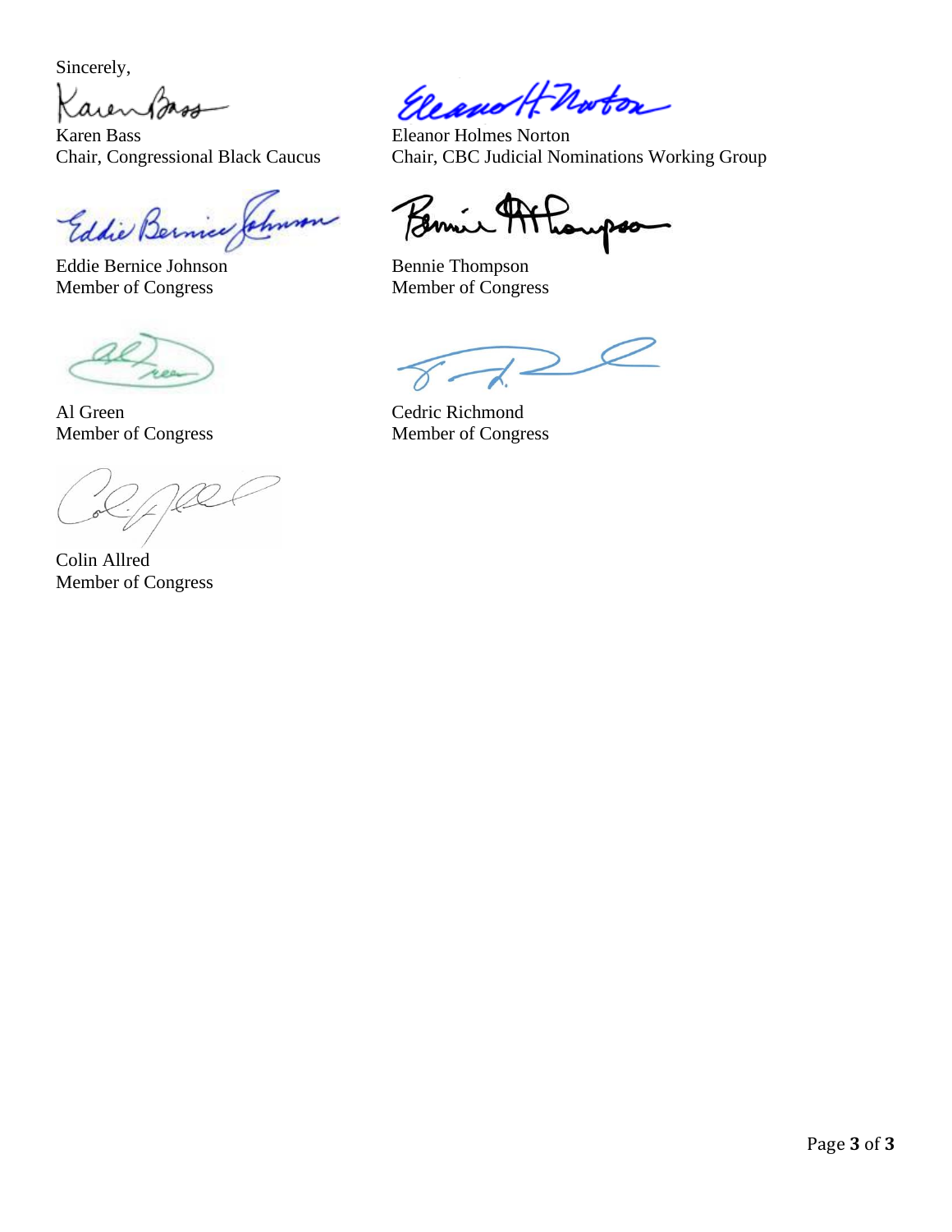Sincerely,

Karen Bass
Chair, Congressional Black Caucus

Eleanor Holmes Norton
Chair, CBC Judicial Nominations Working Group

Eddie Bernice Johnson
Member of Congress

Bennie Thompson
Member of Congress

Al Green
Member of Congress

Cedric Richmond
Member of Congress

Colin Allred
Member of Congress